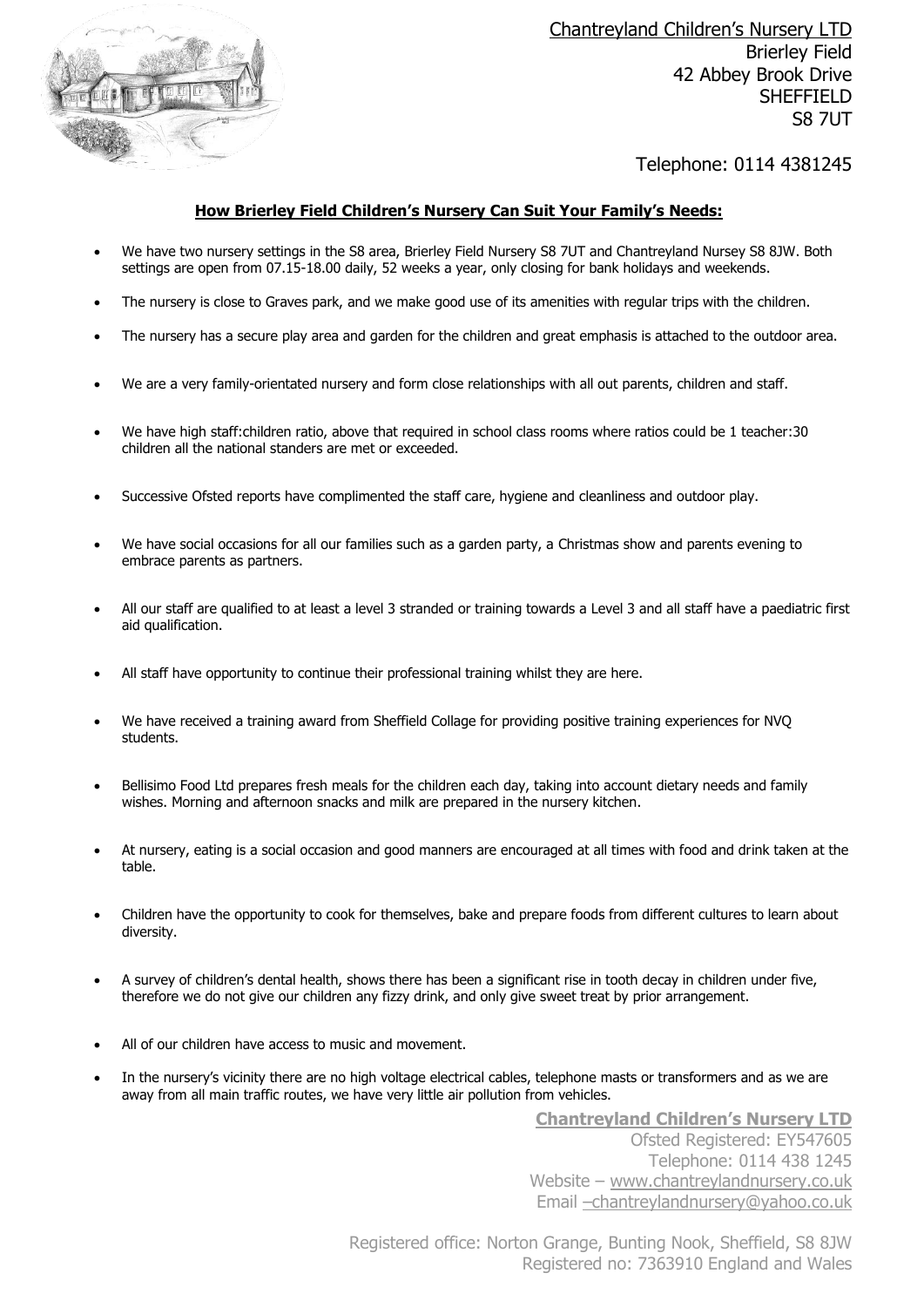Chantreyland Children's Nursery LTD
Brierley Field
42 Abbey Brook Drive
SHEFFIELD
S8 7UT

Telephone: 0114 4381245

## How Brierley Field Children's Nursery Can Suit Your Family's Needs:

- We have two nursery settings in the S8 area, Brierley Field Nursery S8 7UT and Chantreyland Nursey S8 8JW. Both settings are open from 07.15-18.00 daily, 52 weeks a year, only closing for bank holidays and weekends.
- The nursery is close to Graves park, and we make good use of its amenities with regular trips with the children.
- The nursery has a secure play area and garden for the children and great emphasis is attached to the outdoor area.
- We are a very family-orientated nursery and form close relationships with all out parents, children and staff.
- We have high staff:children ratio, above that required in school class rooms where ratios could be 1 teacher:30 children all the national standers are met or exceeded.
- Successive Ofsted reports have complimented the staff care, hygiene and cleanliness and outdoor play.
- We have social occasions for all our families such as a garden party, a Christmas show and parents evening to embrace parents as partners.
- All our staff are qualified to at least a level 3 stranded or training towards a Level 3 and all staff have a paediatric first aid qualification.
- All staff have opportunity to continue their professional training whilst they are here.
- We have received a training award from Sheffield Collage for providing positive training experiences for NVQ students.
- Bellisimo Food Ltd prepares fresh meals for the children each day, taking into account dietary needs and family wishes. Morning and afternoon snacks and milk are prepared in the nursery kitchen.
- At nursery, eating is a social occasion and good manners are encouraged at all times with food and drink taken at the table.
- Children have the opportunity to cook for themselves, bake and prepare foods from different cultures to learn about diversity.
- A survey of children's dental health, shows there has been a significant rise in tooth decay in children under five, therefore we do not give our children any fizzy drink, and only give sweet treat by prior arrangement.
- All of our children have access to music and movement.
- In the nursery's vicinity there are no high voltage electrical cables, telephone masts or transformers and as we are away from all main traffic routes, we have very little air pollution from vehicles.

**Chantreyland Children's Nursery LTD**
Ofsted Registered: EY547605
Telephone: 0114 438 1245
Website – www.chantreylandnursery.co.uk
Email –chantreylandnursery@yahoo.co.uk

Registered office: Norton Grange, Bunting Nook, Sheffield, S8 8JW
Registered no: 7363910 England and Wales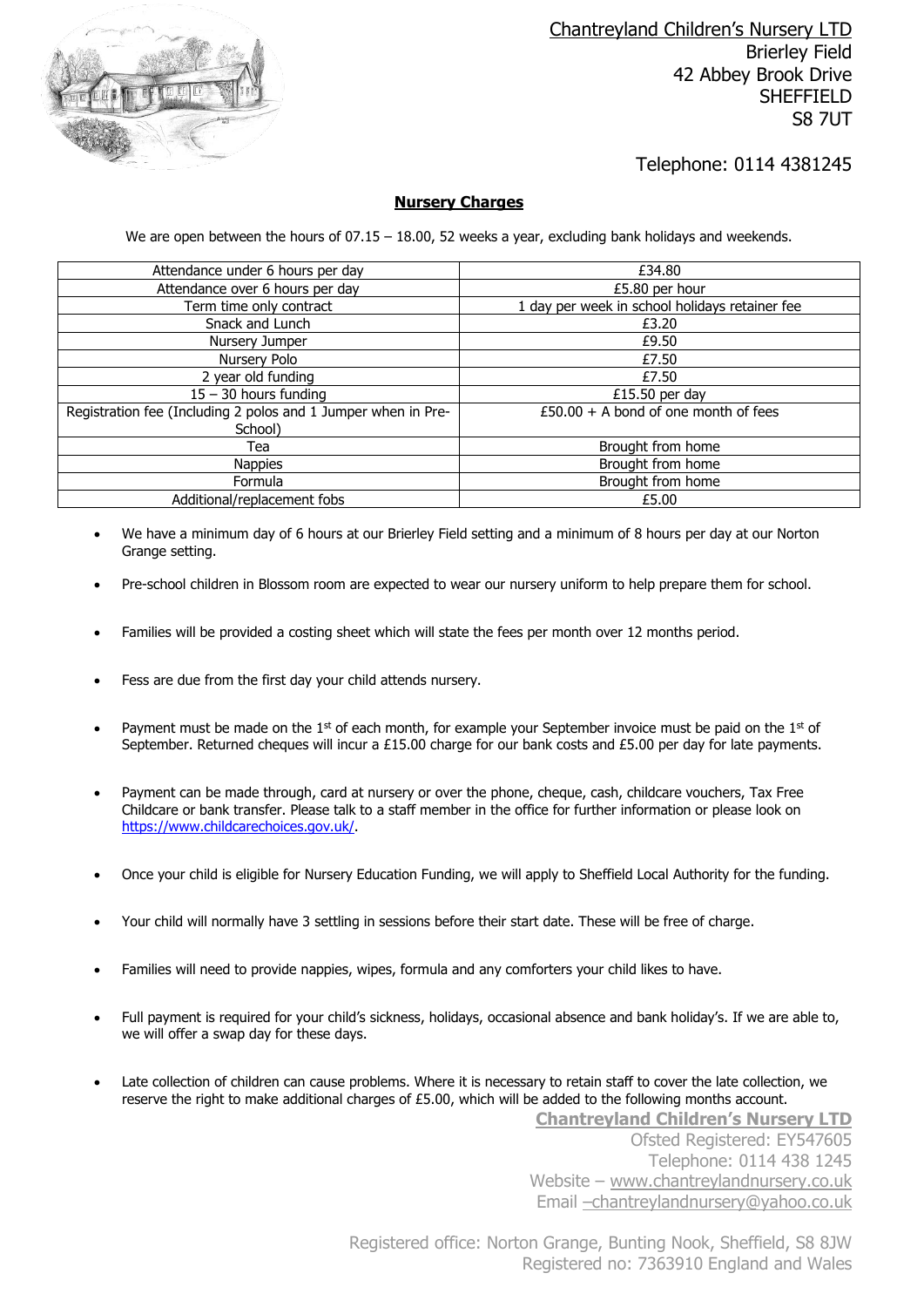Chantreyland Children's Nursery LTD
Brierley Field
42 Abbey Brook Drive
SHEFFIELD
S8 7UT

Telephone: 0114 4381245

## Nursery Charges

We are open between the hours of 07.15 – 18.00, 52 weeks a year, excluding bank holidays and weekends.

| | |
|---|---|
| Attendance under 6 hours per day | £34.80 |
| Attendance over 6 hours per day | £5.80 per hour |
| Term time only contract | 1 day per week in school holidays retainer fee |
| Snack and Lunch | £3.20 |
| Nursery Jumper | £9.50 |
| Nursery Polo | £7.50 |
| 2 year old funding | £7.50 |
| 15 – 30 hours funding | £15.50 per day |
| Registration fee (Including 2 polos and 1 Jumper when in Pre-School) | £50.00 + A bond of one month of fees |
| Tea | Brought from home |
| Nappies | Brought from home |
| Formula | Brought from home |
| Additional/replacement fobs | £5.00 |

- We have a minimum day of 6 hours at our Brierley Field setting and a minimum of 8 hours per day at our Norton Grange setting.
- Pre-school children in Blossom room are expected to wear our nursery uniform to help prepare them for school.
- Families will be provided a costing sheet which will state the fees per month over 12 months period.
- Fess are due from the first day your child attends nursery.
- Payment must be made on the 1st of each month, for example your September invoice must be paid on the 1st of September. Returned cheques will incur a £15.00 charge for our bank costs and £5.00 per day for late payments.
- Payment can be made through, card at nursery or over the phone, cheque, cash, childcare vouchers, Tax Free Childcare or bank transfer. Please talk to a staff member in the office for further information or please look on https://www.childcarechoices.gov.uk/.
- Once your child is eligible for Nursery Education Funding, we will apply to Sheffield Local Authority for the funding.
- Your child will normally have 3 settling in sessions before their start date. These will be free of charge.
- Families will need to provide nappies, wipes, formula and any comforters your child likes to have.
- Full payment is required for your child's sickness, holidays, occasional absence and bank holiday's. If we are able to, we will offer a swap day for these days.
- Late collection of children can cause problems. Where it is necessary to retain staff to cover the late collection, we reserve the right to make additional charges of £5.00, which will be added to the following months account.

**Chantreyland Children's Nursery LTD**
Ofsted Registered: EY547605
Telephone: 0114 438 1245
Website – www.chantreylandnursery.co.uk
Email –chantreylandnursery@yahoo.co.uk

Registered office: Norton Grange, Bunting Nook, Sheffield, S8 8JW
Registered no: 7363910 England and Wales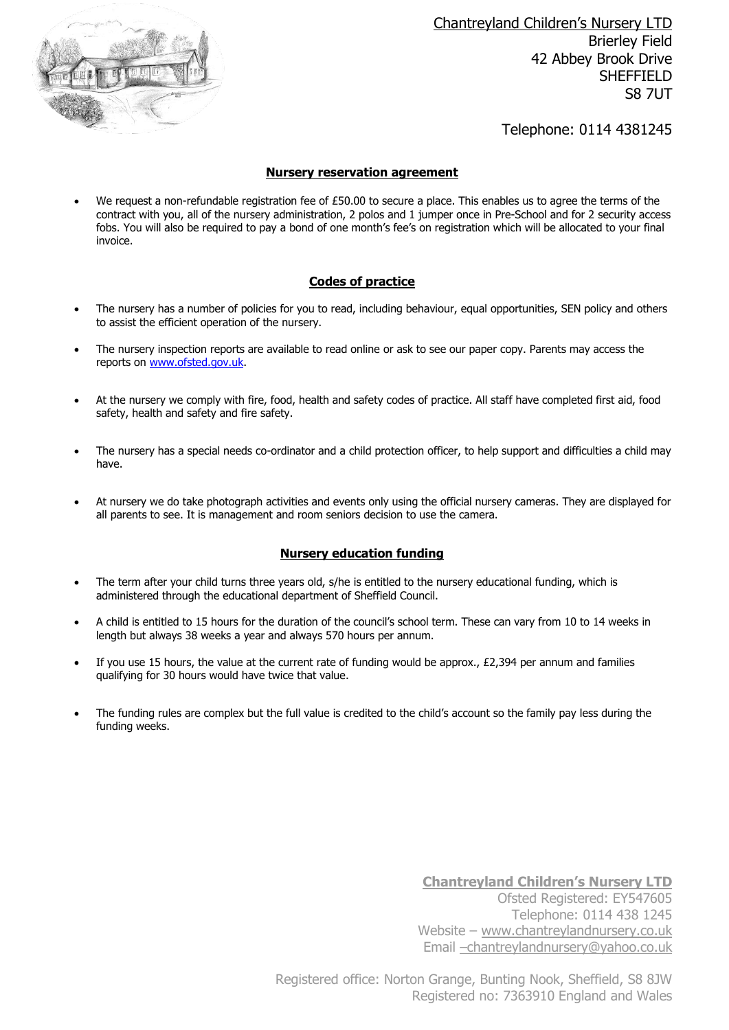Chantreyland Children's Nursery LTD
Brierley Field
42 Abbey Brook Drive
SHEFFIELD
S8 7UT

Telephone: 0114 4381245

## Nursery reservation agreement

- We request a non-refundable registration fee of £50.00 to secure a place. This enables us to agree the terms of the contract with you, all of the nursery administration, 2 polos and 1 jumper once in Pre-School and for 2 security access fobs. You will also be required to pay a bond of one month's fee's on registration which will be allocated to your final invoice.

## Codes of practice

- The nursery has a number of policies for you to read, including behaviour, equal opportunities, SEN policy and others to assist the efficient operation of the nursery.
- The nursery inspection reports are available to read online or ask to see our paper copy. Parents may access the reports on www.ofsted.gov.uk.
- At the nursery we comply with fire, food, health and safety codes of practice. All staff have completed first aid, food safety, health and safety and fire safety.
- The nursery has a special needs co-ordinator and a child protection officer, to help support and difficulties a child may have.
- At nursery we do take photograph activities and events only using the official nursery cameras. They are displayed for all parents to see. It is management and room seniors decision to use the camera.

## Nursery education funding

- The term after your child turns three years old, s/he is entitled to the nursery educational funding, which is administered through the educational department of Sheffield Council.
- A child is entitled to 15 hours for the duration of the council's school term. These can vary from 10 to 14 weeks in length but always 38 weeks a year and always 570 hours per annum.
- If you use 15 hours, the value at the current rate of funding would be approx., £2,394 per annum and families qualifying for 30 hours would have twice that value.
- The funding rules are complex but the full value is credited to the child's account so the family pay less during the funding weeks.

**Chantreyland Children's Nursery LTD**
Ofsted Registered: EY547605
Telephone: 0114 438 1245
Website – www.chantreylandnursery.co.uk
Email –chantreylandnursery@yahoo.co.uk

Registered office: Norton Grange, Bunting Nook, Sheffield, S8 8JW
Registered no: 7363910 England and Wales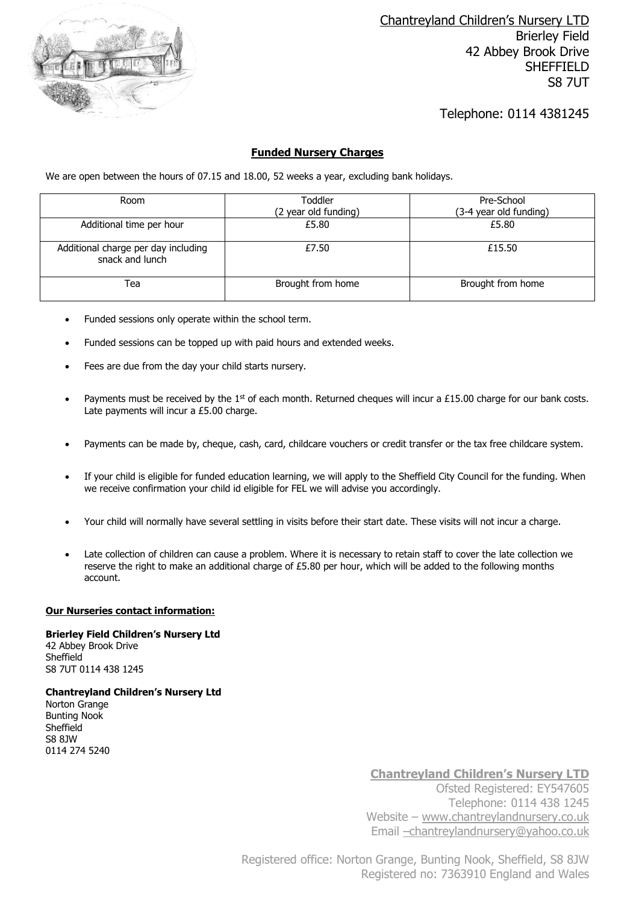Chantreyland Children's Nursery LTD
Brierley Field
42 Abbey Brook Drive
SHEFFIELD
S8 7UT

Telephone: 0114 4381245

## Funded Nursery Charges

We are open between the hours of 07.15 and 18.00, 52 weeks a year, excluding bank holidays.

| Room | Toddler (2 year old funding) | Pre-School (3-4 year old funding) |
|---|---|---|
| Additional time per hour | £5.80 | £5.80 |
| Additional charge per day including snack and lunch | £7.50 | £15.50 |
| Tea | Brought from home | Brought from home |

- Funded sessions only operate within the school term.
- Funded sessions can be topped up with paid hours and extended weeks.
- Fees are due from the day your child starts nursery.
- Payments must be received by the 1st of each month. Returned cheques will incur a £15.00 charge for our bank costs. Late payments will incur a £5.00 charge.
- Payments can be made by, cheque, cash, card, childcare vouchers or credit transfer or the tax free childcare system.
- If your child is eligible for funded education learning, we will apply to the Sheffield City Council for the funding. When we receive confirmation your child id eligible for FEL we will advise you accordingly.
- Your child will normally have several settling in visits before their start date. These visits will not incur a charge.
- Late collection of children can cause a problem. Where it is necessary to retain staff to cover the late collection we reserve the right to make an additional charge of £5.80 per hour, which will be added to the following months account.

**Our Nurseries contact information:**

**Brierley Field Children's Nursery Ltd**
42 Abbey Brook Drive
Sheffield
S8 7UT 0114 438 1245

**Chantreyland Children's Nursery Ltd**
Norton Grange
Bunting Nook
Sheffield
S8 8JW
0114 274 5240

**Chantreyland Children's Nursery LTD**
Ofsted Registered: EY547605
Telephone: 0114 438 1245
Website – www.chantreylandnursery.co.uk
Email –chantreylandnursery@yahoo.co.uk

Registered office: Norton Grange, Bunting Nook, Sheffield, S8 8JW
Registered no: 7363910 England and Wales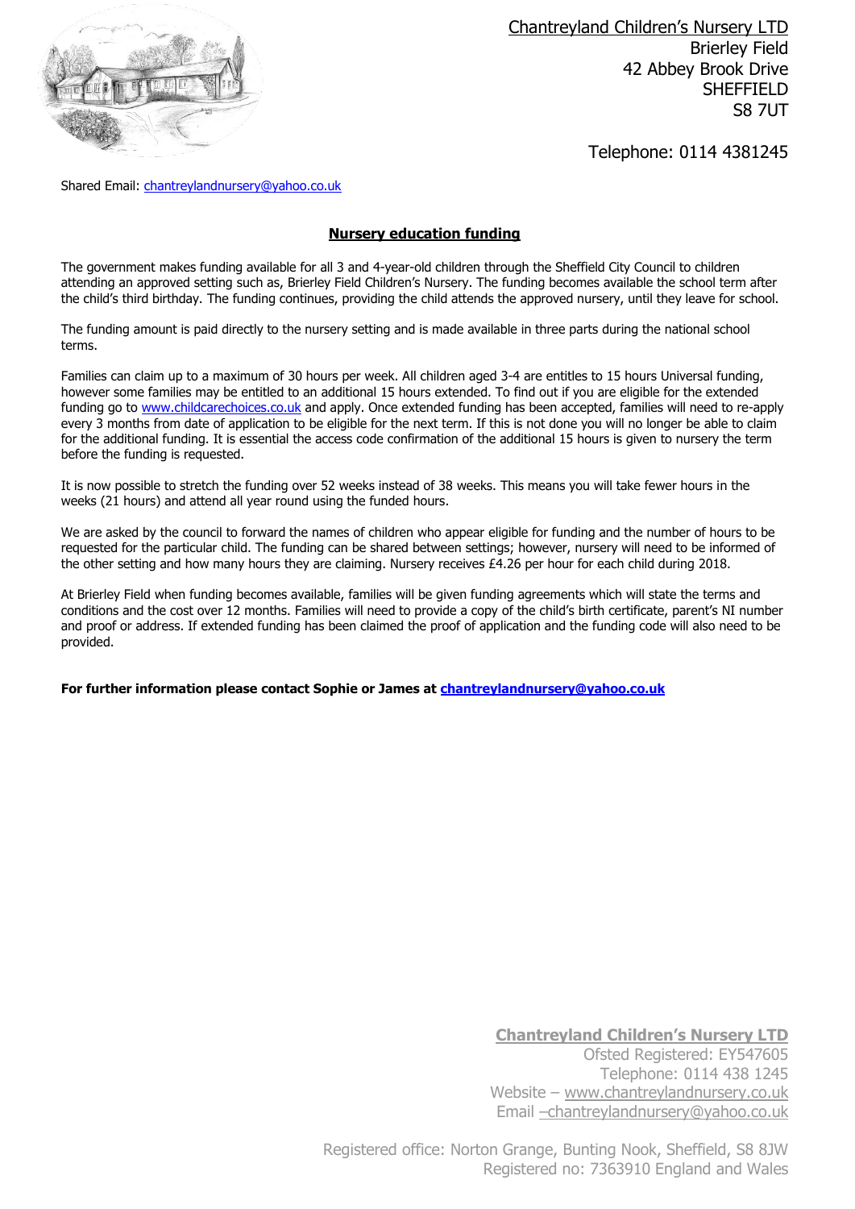Chantreyland Children's Nursery LTD
Brierley Field
42 Abbey Brook Drive
SHEFFIELD
S8 7UT

Telephone: 0114 4381245

Shared Email: chantreylandnursery@yahoo.co.uk

## Nursery education funding

The government makes funding available for all 3 and 4-year-old children through the Sheffield City Council to children attending an approved setting such as, Brierley Field Children's Nursery. The funding becomes available the school term after the child's third birthday. The funding continues, providing the child attends the approved nursery, until they leave for school.

The funding amount is paid directly to the nursery setting and is made available in three parts during the national school terms.

Families can claim up to a maximum of 30 hours per week. All children aged 3-4 are entiles to 15 hours Universal funding, however some families may be entitled to an additional 15 hours extended. To find out if you are eligible for the extended funding go to www.childcarechoices.co.uk and apply. Once extended funding has been accepted, families will need to re-apply every 3 months from date of application to be eligible for the next term. If this is not done you will no longer be able to claim for the additional funding. It is essential the access code confirmation of the additional 15 hours is given to nursery the term before the funding is requested.

It is now possible to stretch the funding over 52 weeks instead of 38 weeks. This means you will take fewer hours in the weeks (21 hours) and attend all year round using the funded hours.

We are asked by the council to forward the names of children who appear eligible for funding and the number of hours to be requested for the particular child. The funding can be shared between settings; however, nursery will need to be informed of the other setting and how many hours they are claiming. Nursery receives £4.26 per hour for each child during 2018.

At Brierley Field when funding becomes available, families will be given funding agreements which will state the terms and conditions and the cost over 12 months. Families will need to provide a copy of the child's birth certificate, parent's NI number and proof or address. If extended funding has been claimed the proof of application and the funding code will also need to be provided.

**For further information please contact Sophie or James at chantreylandnursery@yahoo.co.uk**

**Chantreyland Children's Nursery LTD**
Ofsted Registered: EY547605
Telephone: 0114 438 1245
Website – www.chantreylandnursery.co.uk
Email –chantreylandnursery@yahoo.co.uk

Registered office: Norton Grange, Bunting Nook, Sheffield, S8 8JW
Registered no: 7363910 England and Wales